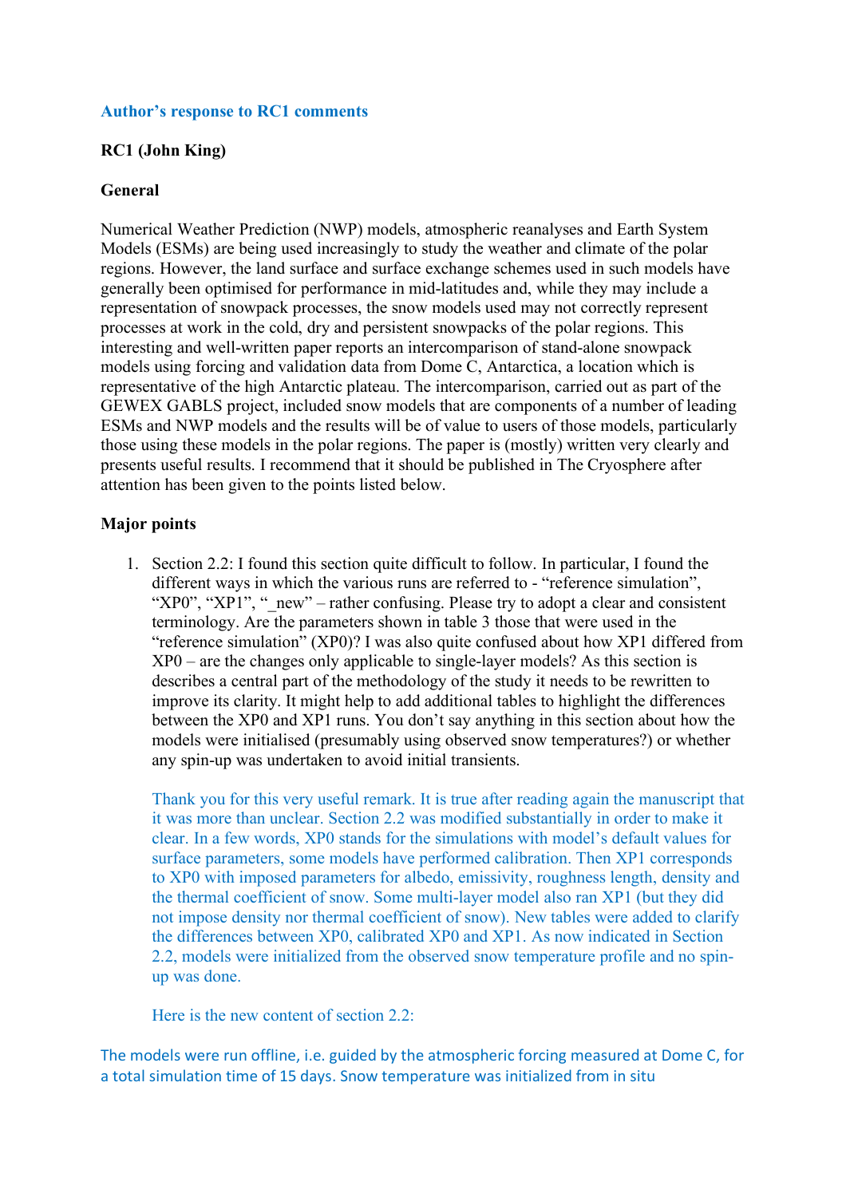### Author's response to RC1 comments

**RC1 (John King)**

**General**

Numerical Weather Prediction (NWP) models, atmospheric reanalyses and Earth System Models (ESMs) are being used increasingly to study the weather and climate of the polar regions. However, the land surface and surface exchange schemes used in such models have generally been optimised for performance in mid-latitudes and, while they may include a representation of snowpack processes, the snow models used may not correctly represent processes at work in the cold, dry and persistent snowpacks of the polar regions. This interesting and well-written paper reports an intercomparison of stand-alone snowpack models using forcing and validation data from Dome C, Antarctica, a location which is representative of the high Antarctic plateau. The intercomparison, carried out as part of the GEWEX GABLS project, included snow models that are components of a number of leading ESMs and NWP models and the results will be of value to users of those models, particularly those using these models in the polar regions. The paper is (mostly) written very clearly and presents useful results. I recommend that it should be published in The Cryosphere after attention has been given to the points listed below.

**Major points**

1. Section 2.2: I found this section quite difficult to follow. In particular, I found the different ways in which the various runs are referred to - "reference simulation", "XP0", "XP1", "_new" – rather confusing. Please try to adopt a clear and consistent terminology. Are the parameters shown in table 3 those that were used in the "reference simulation" (XP0)? I was also quite confused about how XP1 differed from XP0 – are the changes only applicable to single-layer models? As this section is describes a central part of the methodology of the study it needs to be rewritten to improve its clarity. It might help to add additional tables to highlight the differences between the XP0 and XP1 runs. You don't say anything in this section about how the models were initialised (presumably using observed snow temperatures?) or whether any spin-up was undertaken to avoid initial transients.

   Thank you for this very useful remark. It is true after reading again the manuscript that it was more than unclear. Section 2.2 was modified substantially in order to make it clear. In a few words, XP0 stands for the simulations with model's default values for surface parameters, some models have performed calibration. Then XP1 corresponds to XP0 with imposed parameters for albedo, emissivity, roughness length, density and the thermal coefficient of snow. Some multi-layer model also ran XP1 (but they did not impose density nor thermal coefficient of snow). New tables were added to clarify the differences between XP0, calibrated XP0 and XP1. As now indicated in Section 2.2, models were initialized from the observed snow temperature profile and no spin-up was done.

   Here is the new content of section 2.2:

The models were run offline, i.e. guided by the atmospheric forcing measured at Dome C, for a total simulation time of 15 days. Snow temperature was initialized from in situ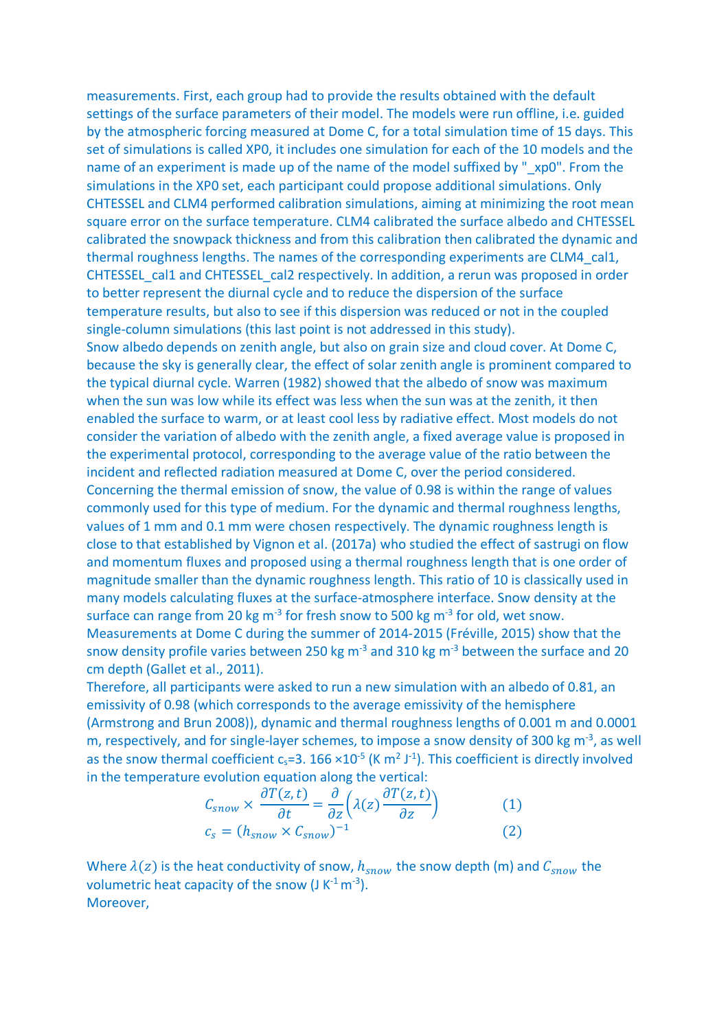measurements. First, each group had to provide the results obtained with the default settings of the surface parameters of their model. The models were run offline, i.e. guided by the atmospheric forcing measured at Dome C, for a total simulation time of 15 days. This set of simulations is called XP0, it includes one simulation for each of the 10 models and the name of an experiment is made up of the name of the model suffixed by "_xp0". From the simulations in the XP0 set, each participant could propose additional simulations. Only CHTESSEL and CLM4 performed calibration simulations, aiming at minimizing the root mean square error on the surface temperature. CLM4 calibrated the surface albedo and CHTESSEL calibrated the snowpack thickness and from this calibration then calibrated the dynamic and thermal roughness lengths. The names of the corresponding experiments are CLM4_cal1, CHTESSEL_cal1 and CHTESSEL_cal2 respectively. In addition, a rerun was proposed in order to better represent the diurnal cycle and to reduce the dispersion of the surface temperature results, but also to see if this dispersion was reduced or not in the coupled single-column simulations (this last point is not addressed in this study).

Snow albedo depends on zenith angle, but also on grain size and cloud cover. At Dome C, because the sky is generally clear, the effect of solar zenith angle is prominent compared to the typical diurnal cycle. Warren (1982) showed that the albedo of snow was maximum when the sun was low while its effect was less when the sun was at the zenith, it then enabled the surface to warm, or at least cool less by radiative effect. Most models do not consider the variation of albedo with the zenith angle, a fixed average value is proposed in the experimental protocol, corresponding to the average value of the ratio between the incident and reflected radiation measured at Dome C, over the period considered. Concerning the thermal emission of snow, the value of 0.98 is within the range of values commonly used for this type of medium. For the dynamic and thermal roughness lengths, values of 1 mm and 0.1 mm were chosen respectively. The dynamic roughness length is close to that established by Vignon et al. (2017a) who studied the effect of sastrugi on flow and momentum fluxes and proposed using a thermal roughness length that is one order of magnitude smaller than the dynamic roughness length. This ratio of 10 is classically used in many models calculating fluxes at the surface-atmosphere interface. Snow density at the surface can range from 20 kg m$^{-3}$ for fresh snow to 500 kg m$^{-3}$ for old, wet snow. Measurements at Dome C during the summer of 2014-2015 (Fréville, 2015) show that the snow density profile varies between 250 kg m$^{-3}$ and 310 kg m$^{-3}$ between the surface and 20 cm depth (Gallet et al., 2011).

Therefore, all participants were asked to run a new simulation with an albedo of 0.81, an emissivity of 0.98 (which corresponds to the average emissivity of the hemisphere (Armstrong and Brun 2008)), dynamic and thermal roughness lengths of 0.001 m and 0.0001 m, respectively, and for single-layer schemes, to impose a snow density of 300 kg m$^{-3}$, as well as the snow thermal coefficient $c_s$=3. 166 ×10$^{-5}$ (K m$^2$ J$^{-1}$). This coefficient is directly involved in the temperature evolution equation along the vertical:

$$C_{snow} \times \frac{\partial T(z,t)}{\partial t} = \frac{\partial}{\partial z}\left(\lambda(z)\frac{\partial T(z,t)}{\partial z}\right) \qquad (1)$$

$$c_s = (h_{snow} \times C_{snow})^{-1} \qquad (2)$$

Where $\lambda(z)$ is the heat conductivity of snow, $h_{snow}$ the snow depth (m) and $C_{snow}$ the volumetric heat capacity of the snow (J K$^{-1}$ m$^{-3}$).

Moreover,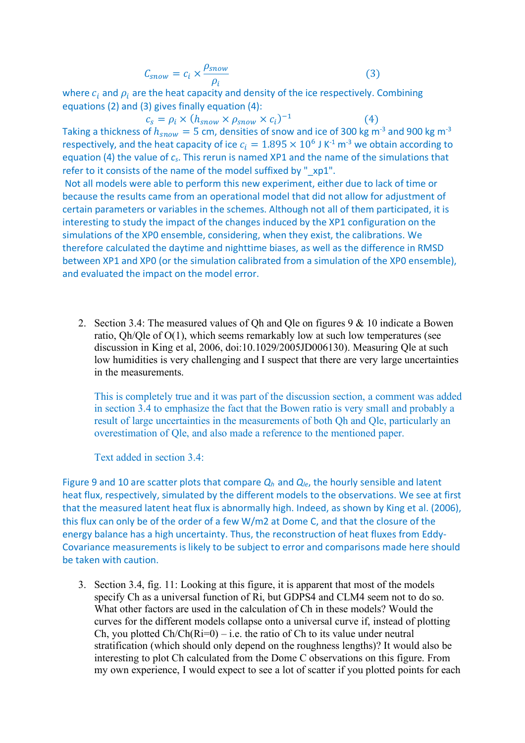$$C_{snow} = c_i \times \frac{\rho_{snow}}{\rho_i} \qquad (3)$$

where $c_i$ and $\rho_i$ are the heat capacity and density of the ice respectively. Combining equations (2) and (3) gives finally equation (4):

$$c_s = \rho_i \times (h_{snow} \times \rho_{snow} \times c_i)^{-1} \qquad (4)$$

Taking a thickness of $h_{snow} = 5$ cm, densities of snow and ice of 300 kg m$^{-3}$ and 900 kg m$^{-3}$ respectively, and the heat capacity of ice $c_i = 1.895 \times 10^6$ J K$^{-1}$ m$^{-3}$ we obtain according to equation (4) the value of $c_s$. This rerun is named XP1 and the name of the simulations that refer to it consists of the name of the model suffixed by "_xp1".

Not all models were able to perform this new experiment, either due to lack of time or because the results came from an operational model that did not allow for adjustment of certain parameters or variables in the schemes. Although not all of them participated, it is interesting to study the impact of the changes induced by the XP1 configuration on the simulations of the XP0 ensemble, considering, when they exist, the calibrations. We therefore calculated the daytime and nighttime biases, as well as the difference in RMSD between XP1 and XP0 (or the simulation calibrated from a simulation of the XP0 ensemble), and evaluated the impact on the model error.

2. Section 3.4: The measured values of Qh and Qle on figures 9 & 10 indicate a Bowen ratio, Qh/Qle of O(1), which seems remarkably low at such low temperatures (see discussion in King et al, 2006, doi:10.1029/2005JD006130). Measuring Qle at such low humidities is very challenging and I suspect that there are very large uncertainties in the measurements.

   This is completely true and it was part of the discussion section, a comment was added in section 3.4 to emphasize the fact that the Bowen ratio is very small and probably a result of large uncertainties in the measurements of both Qh and Qle, particularly an overestimation of Qle, and also made a reference to the mentioned paper.

   Text added in section 3.4:

Figure 9 and 10 are scatter plots that compare $Q_h$ and $Q_{le}$, the hourly sensible and latent heat flux, respectively, simulated by the different models to the observations. We see at first that the measured latent heat flux is abnormally high. Indeed, as shown by King et al. (2006), this flux can only be of the order of a few W/m2 at Dome C, and that the closure of the energy balance has a high uncertainty. Thus, the reconstruction of heat fluxes from Eddy-Covariance measurements is likely to be subject to error and comparisons made here should be taken with caution.

3. Section 3.4, fig. 11: Looking at this figure, it is apparent that most of the models specify Ch as a universal function of Ri, but GDPS4 and CLM4 seem not to do so. What other factors are used in the calculation of Ch in these models? Would the curves for the different models collapse onto a universal curve if, instead of plotting Ch, you plotted Ch/Ch(Ri=0) – i.e. the ratio of Ch to its value under neutral stratification (which should only depend on the roughness lengths)? It would also be interesting to plot Ch calculated from the Dome C observations on this figure. From my own experience, I would expect to see a lot of scatter if you plotted points for each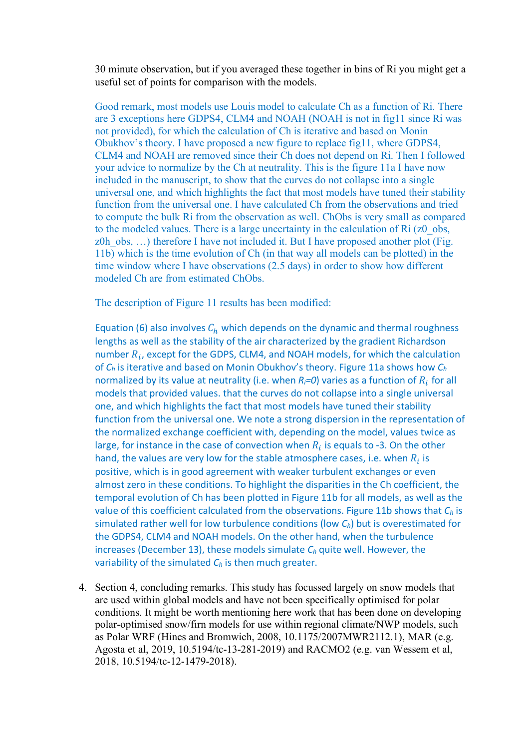30 minute observation, but if you averaged these together in bins of Ri you might get a useful set of points for comparison with the models.

Good remark, most models use Louis model to calculate Ch as a function of Ri. There are 3 exceptions here GDPS4, CLM4 and NOAH (NOAH is not in fig11 since Ri was not provided), for which the calculation of Ch is iterative and based on Monin Obukhov's theory. I have proposed a new figure to replace fig11, where GDPS4, CLM4 and NOAH are removed since their Ch does not depend on Ri. Then I followed your advice to normalize by the Ch at neutrality. This is the figure 11a I have now included in the manuscript, to show that the curves do not collapse into a single universal one, and which highlights the fact that most models have tuned their stability function from the universal one. I have calculated Ch from the observations and tried to compute the bulk Ri from the observation as well. ChObs is very small as compared to the modeled values. There is a large uncertainty in the calculation of Ri (z0_obs, z0h_obs, …) therefore I have not included it. But I have proposed another plot (Fig. 11b) which is the time evolution of Ch (in that way all models can be plotted) in the time window where I have observations (2.5 days) in order to show how different modeled Ch are from estimated ChObs.

The description of Figure 11 results has been modified:

Equation (6) also involves $C_h$ which depends on the dynamic and thermal roughness lengths as well as the stability of the air characterized by the gradient Richardson number $R_i$, except for the GDPS, CLM4, and NOAH models, for which the calculation of $C_h$ is iterative and based on Monin Obukhov's theory. Figure 11a shows how $C_h$ normalized by its value at neutrality (i.e. when $R_i=0$) varies as a function of $R_i$ for all models that provided values. that the curves do not collapse into a single universal one, and which highlights the fact that most models have tuned their stability function from the universal one. We note a strong dispersion in the representation of the normalized exchange coefficient with, depending on the model, values twice as large, for instance in the case of convection when $R_i$ is equals to -3. On the other hand, the values are very low for the stable atmosphere cases, i.e. when $R_i$ is positive, which is in good agreement with weaker turbulent exchanges or even almost zero in these conditions. To highlight the disparities in the Ch coefficient, the temporal evolution of Ch has been plotted in Figure 11b for all models, as well as the value of this coefficient calculated from the observations. Figure 11b shows that $C_h$ is simulated rather well for low turbulence conditions (low $C_h$) but is overestimated for the GDPS4, CLM4 and NOAH models. On the other hand, when the turbulence increases (December 13), these models simulate $C_h$ quite well. However, the variability of the simulated $C_h$ is then much greater.

4. Section 4, concluding remarks. This study has focussed largely on snow models that are used within global models and have not been specifically optimised for polar conditions. It might be worth mentioning here work that has been done on developing polar-optimised snow/firn models for use within regional climate/NWP models, such as Polar WRF (Hines and Bromwich, 2008, 10.1175/2007MWR2112.1), MAR (e.g. Agosta et al, 2019, 10.5194/tc-13-281-2019) and RACMO2 (e.g. van Wessem et al, 2018, 10.5194/tc-12-1479-2018).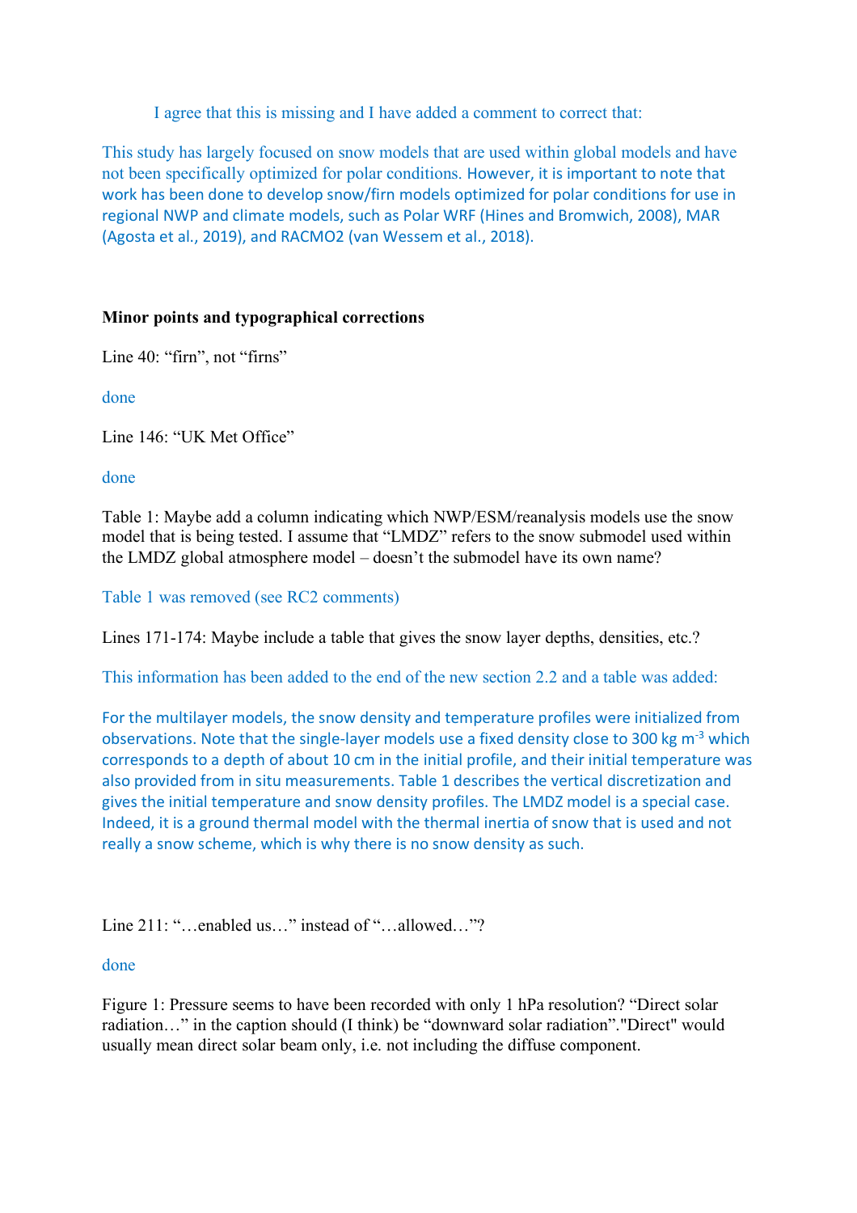I agree that this is missing and I have added a comment to correct that:

This study has largely focused on snow models that are used within global models and have not been specifically optimized for polar conditions. However, it is important to note that work has been done to develop snow/firn models optimized for polar conditions for use in regional NWP and climate models, such as Polar WRF (Hines and Bromwich, 2008), MAR (Agosta et al., 2019), and RACMO2 (van Wessem et al., 2018).

**Minor points and typographical corrections**

Line 40: "firn", not "firns"

done

Line 146: "UK Met Office"

done

Table 1: Maybe add a column indicating which NWP/ESM/reanalysis models use the snow model that is being tested. I assume that "LMDZ" refers to the snow submodel used within the LMDZ global atmosphere model – doesn't the submodel have its own name?

Table 1 was removed (see RC2 comments)

Lines 171-174: Maybe include a table that gives the snow layer depths, densities, etc.?

This information has been added to the end of the new section 2.2 and a table was added:

For the multilayer models, the snow density and temperature profiles were initialized from observations. Note that the single-layer models use a fixed density close to 300 kg $m^{-3}$ which corresponds to a depth of about 10 cm in the initial profile, and their initial temperature was also provided from in situ measurements. Table 1 describes the vertical discretization and gives the initial temperature and snow density profiles. The LMDZ model is a special case. Indeed, it is a ground thermal model with the thermal inertia of snow that is used and not really a snow scheme, which is why there is no snow density as such.

Line 211: "…enabled us…" instead of "…allowed…"?

done

Figure 1: Pressure seems to have been recorded with only 1 hPa resolution? "Direct solar radiation…" in the caption should (I think) be "downward solar radiation"."Direct" would usually mean direct solar beam only, i.e. not including the diffuse component.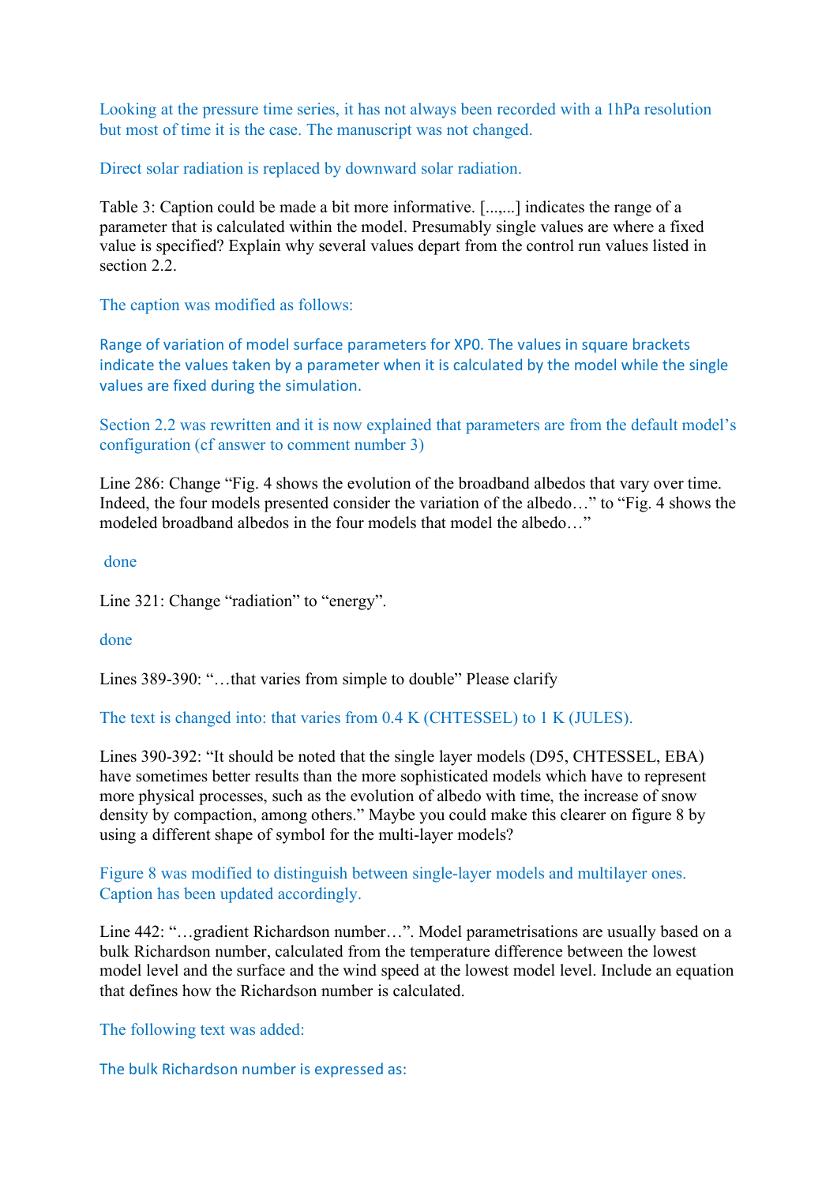Looking at the pressure time series, it has not always been recorded with a 1hPa resolution but most of time it is the case. The manuscript was not changed.

Direct solar radiation is replaced by downward solar radiation.

Table 3: Caption could be made a bit more informative. [...,..] indicates the range of a parameter that is calculated within the model. Presumably single values are where a fixed value is specified? Explain why several values depart from the control run values listed in section 2.2.

The caption was modified as follows:

Range of variation of model surface parameters for XP0. The values in square brackets indicate the values taken by a parameter when it is calculated by the model while the single values are fixed during the simulation.

Section 2.2 was rewritten and it is now explained that parameters are from the default model's configuration (cf answer to comment number 3)

Line 286: Change "Fig. 4 shows the evolution of the broadband albedos that vary over time. Indeed, the four models presented consider the variation of the albedo…" to "Fig. 4 shows the modeled broadband albedos in the four models that model the albedo…"

done

Line 321: Change "radiation" to "energy".

done

Lines 389-390: "…that varies from simple to double" Please clarify

The text is changed into: that varies from 0.4 K (CHTESSEL) to 1 K (JULES).

Lines 390-392: "It should be noted that the single layer models (D95, CHTESSEL, EBA) have sometimes better results than the more sophisticated models which have to represent more physical processes, such as the evolution of albedo with time, the increase of snow density by compaction, among others." Maybe you could make this clearer on figure 8 by using a different shape of symbol for the multi-layer models?

Figure 8 was modified to distinguish between single-layer models and multilayer ones. Caption has been updated accordingly.

Line 442: "…gradient Richardson number…". Model parametrisations are usually based on a bulk Richardson number, calculated from the temperature difference between the lowest model level and the surface and the wind speed at the lowest model level. Include an equation that defines how the Richardson number is calculated.

The following text was added:

The bulk Richardson number is expressed as: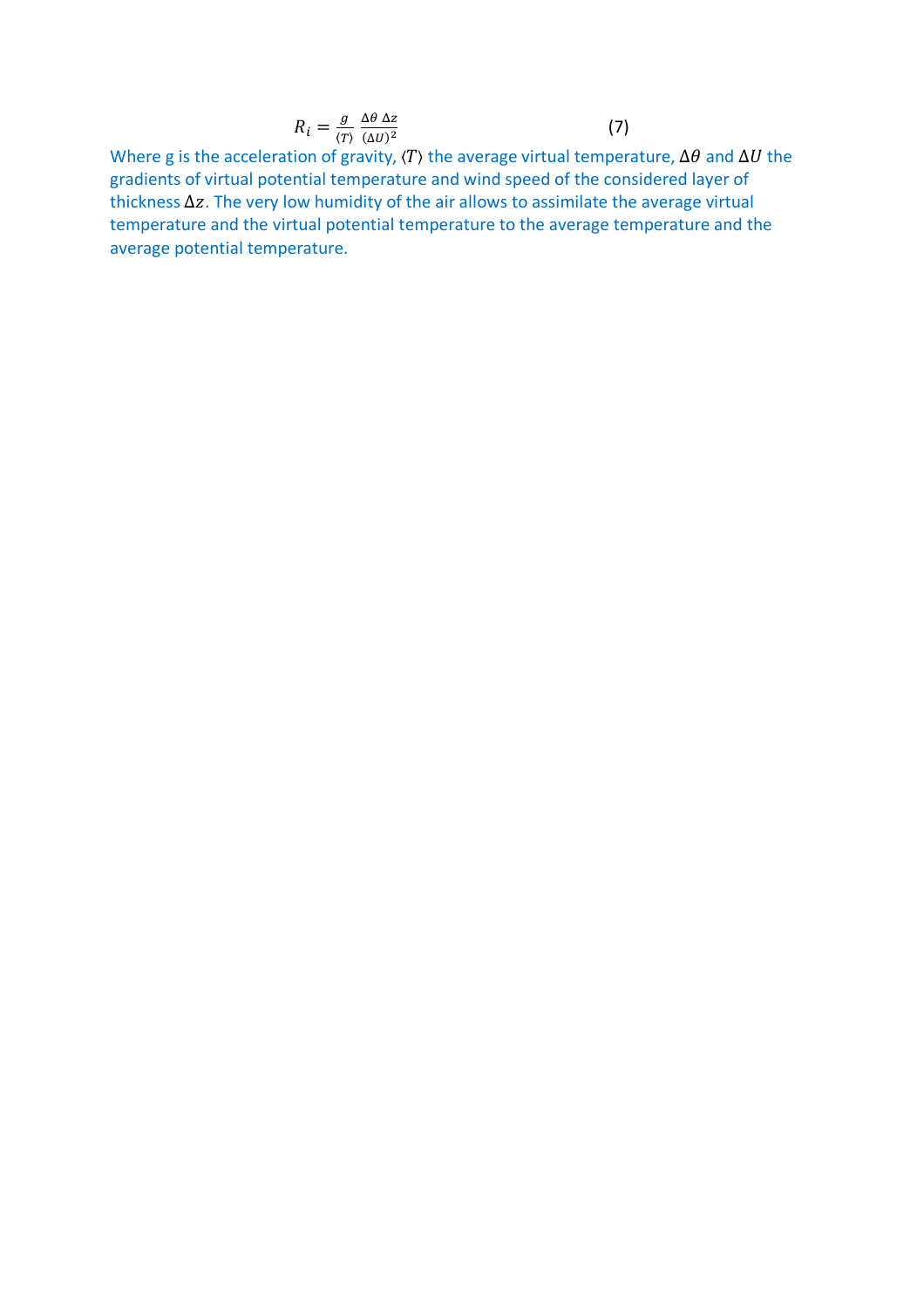$$R_i = \frac{g}{\langle T \rangle} \frac{\Delta\theta \, \Delta z}{(\Delta U)^2} \quad (7)$$

Where g is the acceleration of gravity, $\langle T \rangle$ the average virtual temperature, $\Delta\theta$ and $\Delta U$ the gradients of virtual potential temperature and wind speed of the considered layer of thickness $\Delta z$. The very low humidity of the air allows to assimilate the average virtual temperature and the virtual potential temperature to the average temperature and the average potential temperature.